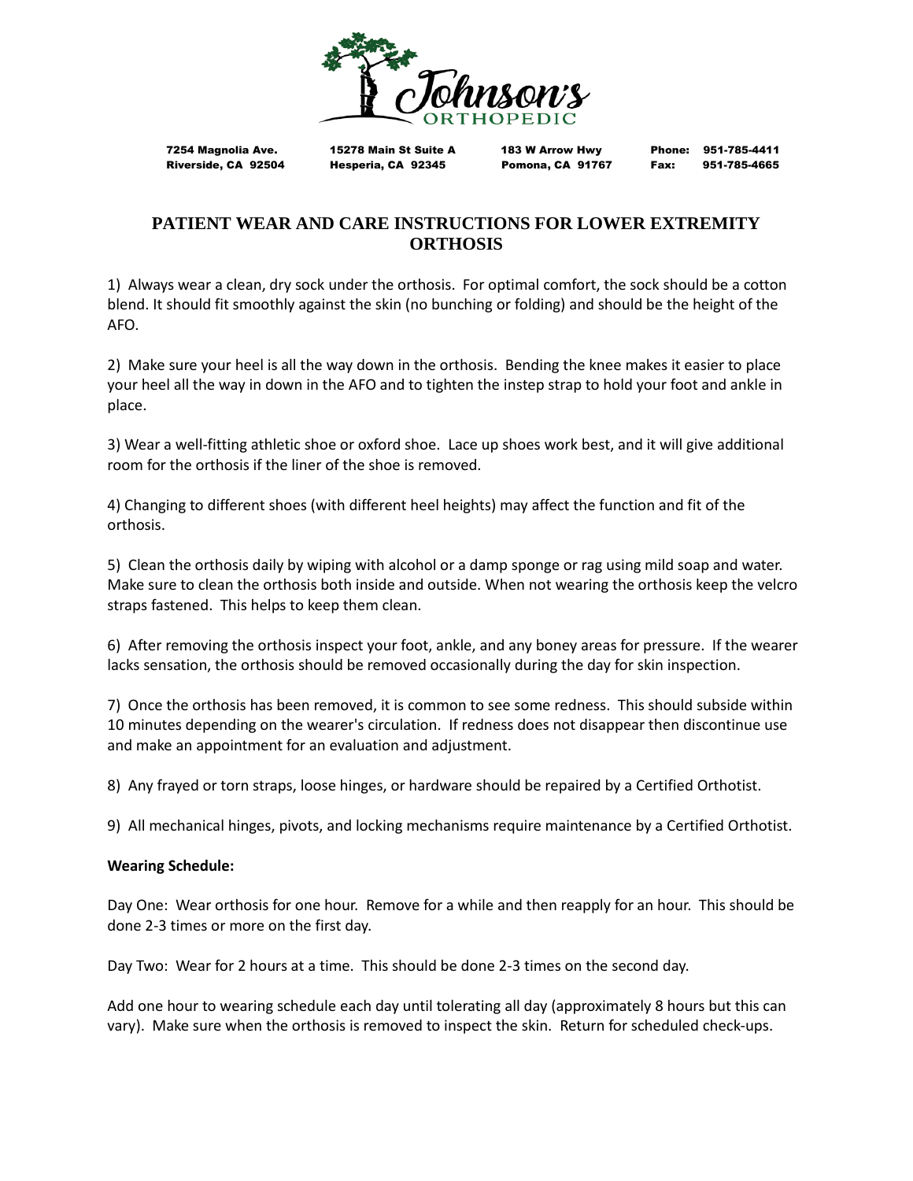Johnson's ORTHOPEDIC

7254 Magnolia Ave.
Riverside, CA 92504

15278 Main St Suite A
Hesperia, CA 92345

183 W Arrow Hwy
Pomona, CA 91767

Phone: 951-785-4411
Fax: 951-785-4665

# PATIENT WEAR AND CARE INSTRUCTIONS FOR LOWER EXTREMITY ORTHOSIS

1) Always wear a clean, dry sock under the orthosis. For optimal comfort, the sock should be a cotton blend. It should fit smoothly against the skin (no bunching or folding) and should be the height of the AFO.

2) Make sure your heel is all the way down in the orthosis. Bending the knee makes it easier to place your heel all the way in down in the AFO and to tighten the instep strap to hold your foot and ankle in place.

3) Wear a well-fitting athletic shoe or oxford shoe. Lace up shoes work best, and it will give additional room for the orthosis if the liner of the shoe is removed.

4) Changing to different shoes (with different heel heights) may affect the function and fit of the orthosis.

5) Clean the orthosis daily by wiping with alcohol or a damp sponge or rag using mild soap and water. Make sure to clean the orthosis both inside and outside. When not wearing the orthosis keep the velcro straps fastened. This helps to keep them clean.

6) After removing the orthosis inspect your foot, ankle, and any boney areas for pressure. If the wearer lacks sensation, the orthosis should be removed occasionally during the day for skin inspection.

7) Once the orthosis has been removed, it is common to see some redness. This should subside within 10 minutes depending on the wearer's circulation. If redness does not disappear then discontinue use and make an appointment for an evaluation and adjustment.

8) Any frayed or torn straps, loose hinges, or hardware should be repaired by a Certified Orthotist.

9) All mechanical hinges, pivots, and locking mechanisms require maintenance by a Certified Orthotist.

**Wearing Schedule:**

Day One: Wear orthosis for one hour. Remove for a while and then reapply for an hour. This should be done 2-3 times or more on the first day.

Day Two: Wear for 2 hours at a time. This should be done 2-3 times on the second day.

Add one hour to wearing schedule each day until tolerating all day (approximately 8 hours but this can vary). Make sure when the orthosis is removed to inspect the skin. Return for scheduled check-ups.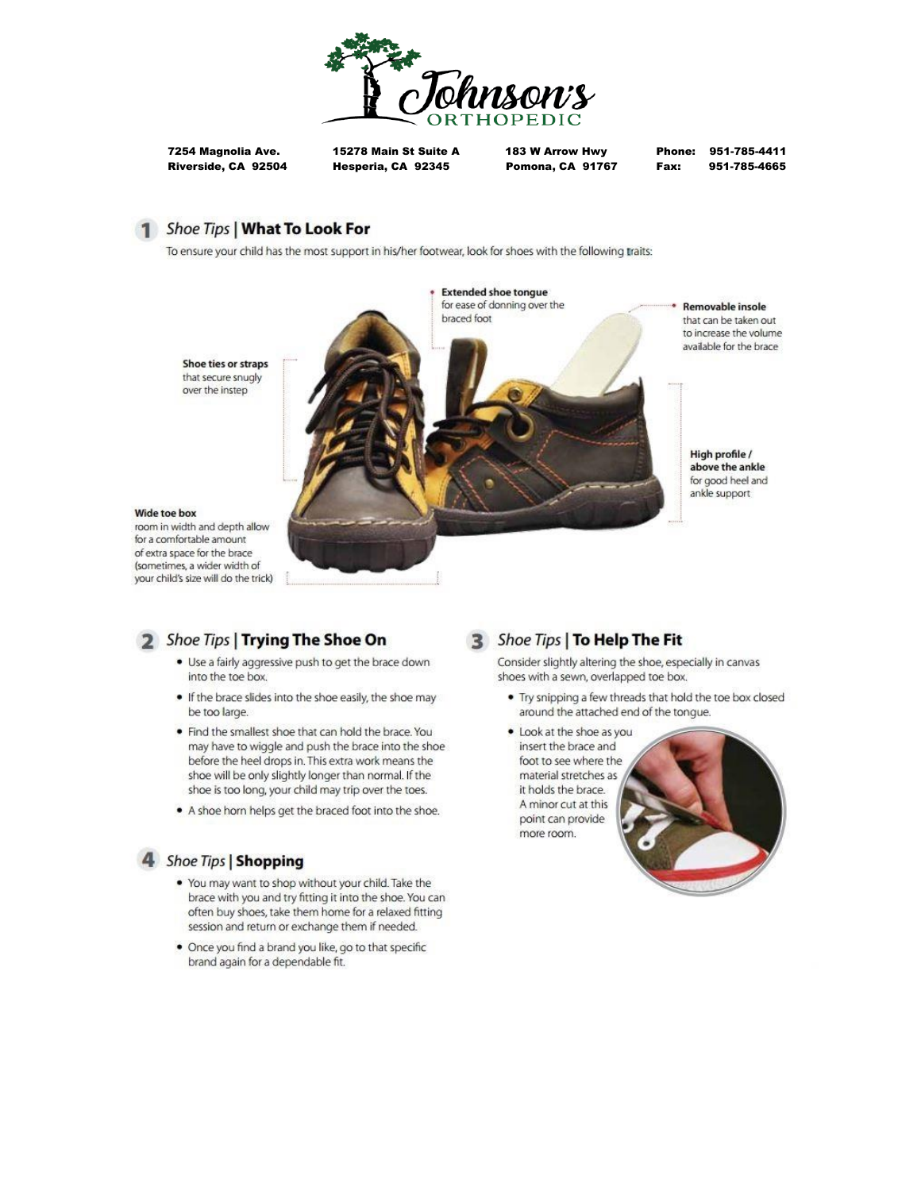# Johnson's ORTHOPEDIC

7254 Magnolia Ave.
Riverside, CA 92504

15278 Main St Suite A
Hesperia, CA 92345

183 W Arrow Hwy
Pomona, CA 91767

Phone: 951-785-4411
Fax: 951-785-4665

## 1 *Shoe Tips* | What To Look For

To ensure your child has the most support in his/her footwear, look for shoes with the following traits:

**Extended shoe tongue** for ease of donning over the braced foot

**Removable insole** that can be taken out to increase the volume available for the brace

**Shoe ties or straps** that secure snugly over the instep

**High profile / above the ankle** for good heel and ankle support

**Wide toe box** room in width and depth allow for a comfortable amount of extra space for the brace (sometimes, a wider width of your child's size will do the trick)

## 2 *Shoe Tips* | Trying The Shoe On

- Use a fairly aggressive push to get the brace down into the toe box.
- If the brace slides into the shoe easily, the shoe may be too large.
- Find the smallest shoe that can hold the brace. You may have to wiggle and push the brace into the shoe before the heel drops in. This extra work means the shoe will be only slightly longer than normal. If the shoe is too long, your child may trip over the toes.
- A shoe horn helps get the braced foot into the shoe.

## 3 *Shoe Tips* | To Help The Fit

Consider slightly altering the shoe, especially in canvas shoes with a sewn, overlapped toe box.

- Try snipping a few threads that hold the toe box closed around the attached end of the tongue.
- Look at the shoe as you insert the brace and foot to see where the material stretches as it holds the brace. A minor cut at this point can provide more room.

## 4 *Shoe Tips* | Shopping

- You may want to shop without your child. Take the brace with you and try fitting it into the shoe. You can often buy shoes, take them home for a relaxed fitting session and return or exchange them if needed.
- Once you find a brand you like, go to that specific brand again for a dependable fit.